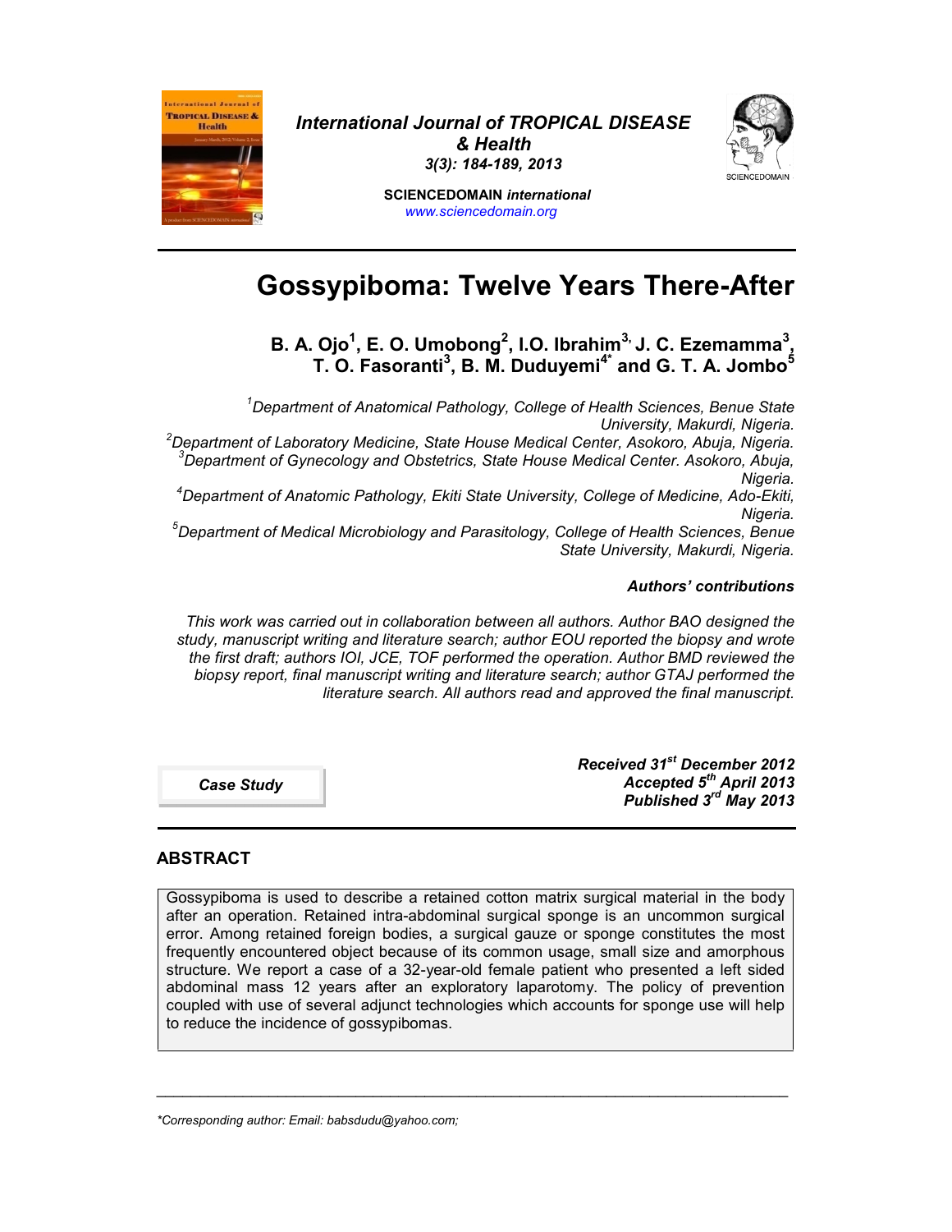# Gossypiboma: Twelve Years There-After

**B. A. Ojo[1], E. O. Umobong[2], I.O. Ibrahim[3], J. C. Ezemamma[3], T. O. Fasoranti[3], B. M. Duduyemi[4*] and G. T. A. Jombo[5]**

*[1]Department of Anatomical Pathology, College of Health Sciences, Benue State University, Makurdi, Nigeria.*
*[2]Department of Laboratory Medicine, State House Medical Center, Asokoro, Abuja, Nigeria.*
*[3]Department of Gynecology and Obstetrics, State House Medical Center. Asokoro, Abuja, Nigeria.*
*[4]Department of Anatomic Pathology, Ekiti State University, College of Medicine, Ado-Ekiti, Nigeria.*
*[5]Department of Medical Microbiology and Parasitology, College of Health Sciences, Benue State University, Makurdi, Nigeria.*

***Authors' contributions***

*This work was carried out in collaboration between all authors. Author BAO designed the study, manuscript writing and literature search; author EOU reported the biopsy and wrote the first draft; authors IOI, JCE, TOF performed the operation. Author BMD reviewed the biopsy report, final manuscript writing and literature search; author GTAJ performed the literature search. All authors read and approved the final manuscript.*

***Case Study***

***Received 31st December 2012***
***Accepted 5th April 2013***
***Published 3rd May 2013***

## ABSTRACT

Gossypiboma is used to describe a retained cotton matrix surgical material in the body after an operation. Retained intra-abdominal surgical sponge is an uncommon surgical error. Among retained foreign bodies, a surgical gauze or sponge constitutes the most frequently encountered object because of its common usage, small size and amorphous structure. We report a case of a 32-year-old female patient who presented a left sided abdominal mass 12 years after an exploratory laparotomy. The policy of prevention coupled with use of several adjunct technologies which accounts for sponge use will help to reduce the incidence of gossypibomas.

*\*Corresponding author: Email: babsdudu@yahoo.com;*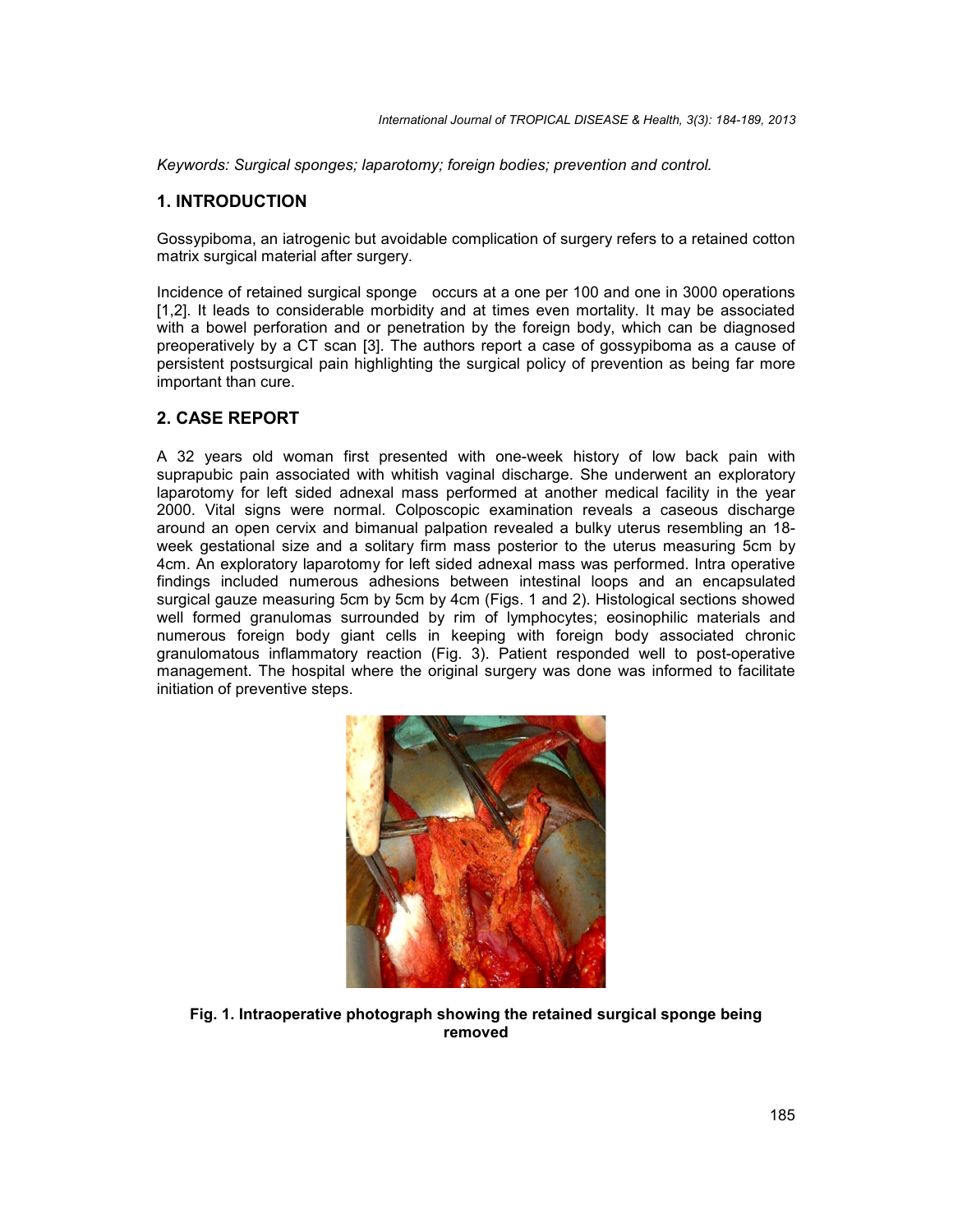*Keywords: Surgical sponges; laparotomy; foreign bodies; prevention and control.*

## 1. INTRODUCTION

Gossypiboma, an iatrogenic but avoidable complication of surgery refers to a retained cotton matrix surgical material after surgery.

Incidence of retained surgical sponge occurs at a one per 100 and one in 3000 operations [1,2]. It leads to considerable morbidity and at times even mortality. It may be associated with a bowel perforation and or penetration by the foreign body, which can be diagnosed preoperatively by a CT scan [3]. The authors report a case of gossypiboma as a cause of persistent postsurgical pain highlighting the surgical policy of prevention as being far more important than cure.

## 2. CASE REPORT

A 32 years old woman first presented with one-week history of low back pain with suprapubic pain associated with whitish vaginal discharge. She underwent an exploratory laparotomy for left sided adnexal mass performed at another medical facility in the year 2000. Vital signs were normal. Colposcopic examination reveals a caseous discharge around an open cervix and bimanual palpation revealed a bulky uterus resembling an 18-week gestational size and a solitary firm mass posterior to the uterus measuring 5cm by 4cm. An exploratory laparotomy for left sided adnexal mass was performed. Intra operative findings included numerous adhesions between intestinal loops and an encapsulated surgical gauze measuring 5cm by 5cm by 4cm (Figs. 1 and 2). Histological sections showed well formed granulomas surrounded by rim of lymphocytes; eosinophilic materials and numerous foreign body giant cells in keeping with foreign body associated chronic granulomatous inflammatory reaction (Fig. 3). Patient responded well to post-operative management. The hospital where the original surgery was done was informed to facilitate initiation of preventive steps.

**Fig. 1. Intraoperative photograph showing the retained surgical sponge being removed**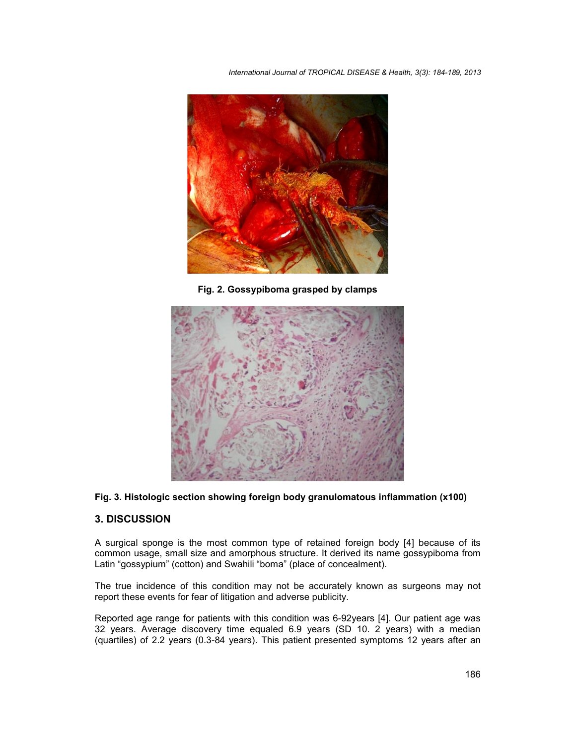Fig. 2. Gossypiboma grasped by clamps

Fig. 3. Histologic section showing foreign body granulomatous inflammation (x100)

## 3. DISCUSSION

A surgical sponge is the most common type of retained foreign body [4] because of its common usage, small size and amorphous structure. It derived its name gossypiboma from Latin "gossypium" (cotton) and Swahili "boma" (place of concealment).

The true incidence of this condition may not be accurately known as surgeons may not report these events for fear of litigation and adverse publicity.

Reported age range for patients with this condition was 6-92years [4]. Our patient age was 32 years. Average discovery time equaled 6.9 years (SD 10. 2 years) with a median (quartiles) of 2.2 years (0.3-84 years). This patient presented symptoms 12 years after an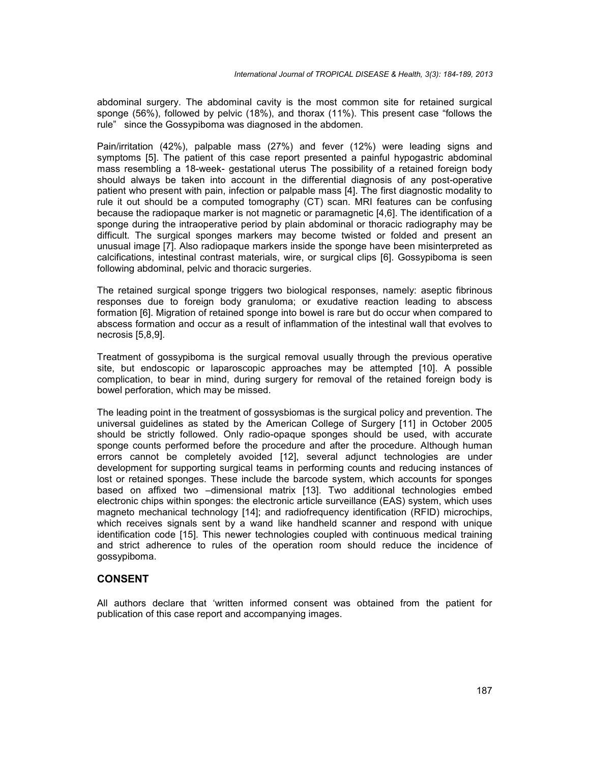abdominal surgery. The abdominal cavity is the most common site for retained surgical sponge (56%), followed by pelvic (18%), and thorax (11%). This present case "follows the rule" since the Gossypiboma was diagnosed in the abdomen.

Pain/irritation (42%), palpable mass (27%) and fever (12%) were leading signs and symptoms [5]. The patient of this case report presented a painful hypogastric abdominal mass resembling a 18-week- gestational uterus The possibility of a retained foreign body should always be taken into account in the differential diagnosis of any post-operative patient who present with pain, infection or palpable mass [4]. The first diagnostic modality to rule it out should be a computed tomography (CT) scan. MRI features can be confusing because the radiopaque marker is not magnetic or paramagnetic [4,6]. The identification of a sponge during the intraoperative period by plain abdominal or thoracic radiography may be difficult. The surgical sponges markers may become twisted or folded and present an unusual image [7]. Also radiopaque markers inside the sponge have been misinterpreted as calcifications, intestinal contrast materials, wire, or surgical clips [6]. Gossypiboma is seen following abdominal, pelvic and thoracic surgeries.

The retained surgical sponge triggers two biological responses, namely: aseptic fibrinous responses due to foreign body granuloma; or exudative reaction leading to abscess formation [6]. Migration of retained sponge into bowel is rare but do occur when compared to abscess formation and occur as a result of inflammation of the intestinal wall that evolves to necrosis [5,8,9].

Treatment of gossypiboma is the surgical removal usually through the previous operative site, but endoscopic or laparoscopic approaches may be attempted [10]. A possible complication, to bear in mind, during surgery for removal of the retained foreign body is bowel perforation, which may be missed.

The leading point in the treatment of gossysbiomas is the surgical policy and prevention. The universal guidelines as stated by the American College of Surgery [11] in October 2005 should be strictly followed. Only radio-opaque sponges should be used, with accurate sponge counts performed before the procedure and after the procedure. Although human errors cannot be completely avoided [12], several adjunct technologies are under development for supporting surgical teams in performing counts and reducing instances of lost or retained sponges. These include the barcode system, which accounts for sponges based on affixed two –dimensional matrix [13]. Two additional technologies embed electronic chips within sponges: the electronic article surveillance (EAS) system, which uses magneto mechanical technology [14]; and radiofrequency identification (RFID) microchips, which receives signals sent by a wand like handheld scanner and respond with unique identification code [15]. This newer technologies coupled with continuous medical training and strict adherence to rules of the operation room should reduce the incidence of gossypiboma.

## CONSENT

All authors declare that 'written informed consent was obtained from the patient for publication of this case report and accompanying images.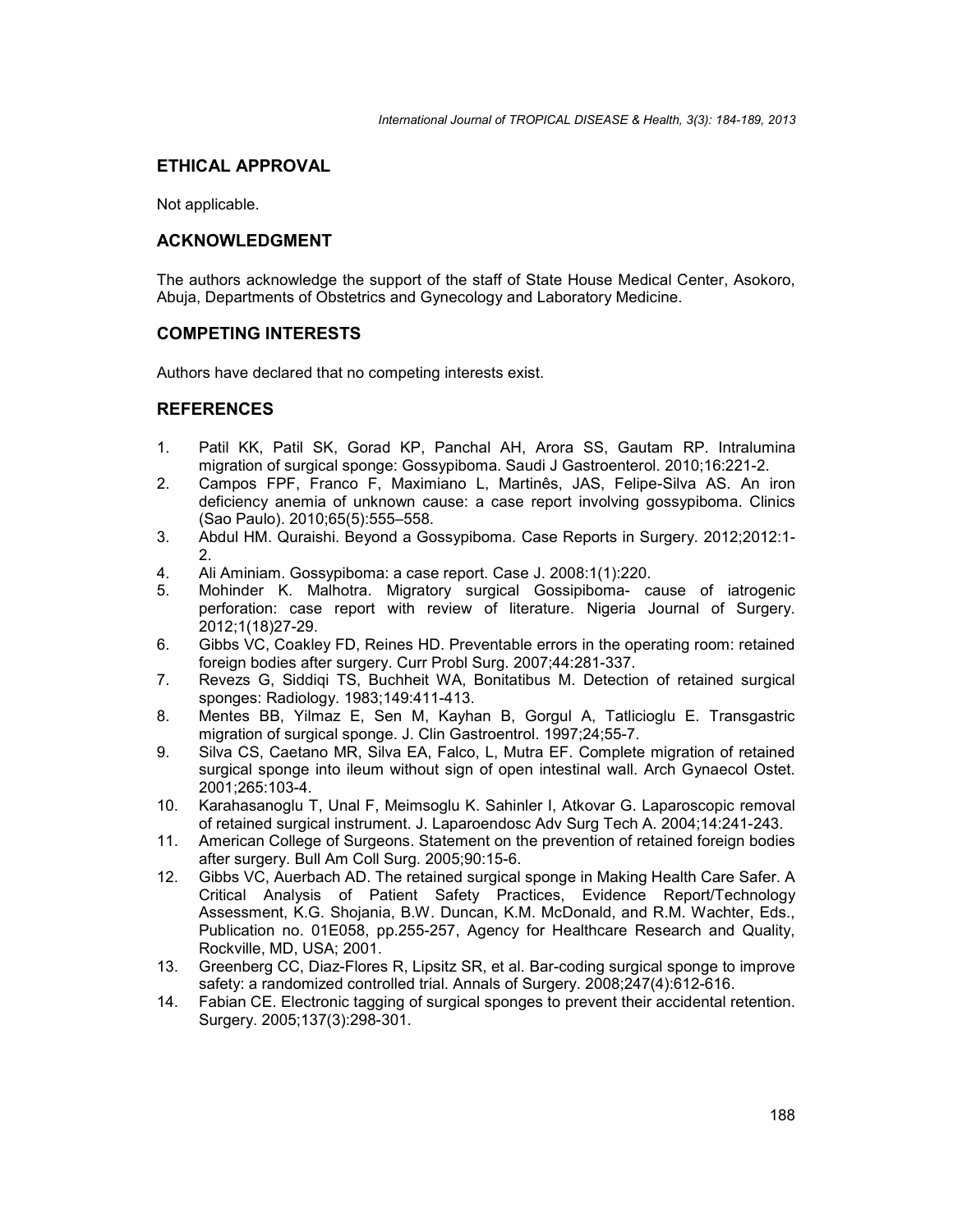## ETHICAL APPROVAL

Not applicable.

## ACKNOWLEDGMENT

The authors acknowledge the support of the staff of State House Medical Center, Asokoro, Abuja, Departments of Obstetrics and Gynecology and Laboratory Medicine.

## COMPETING INTERESTS

Authors have declared that no competing interests exist.

## REFERENCES

1. Patil KK, Patil SK, Gorad KP, Panchal AH, Arora SS, Gautam RP. Intralumina migration of surgical sponge: Gossypiboma. Saudi J Gastroenterol. 2010;16:221-2.
2. Campos FPF, Franco F, Maximiano L, Martinês, JAS, Felipe-Silva AS. An iron deficiency anemia of unknown cause: a case report involving gossypiboma. Clinics (Sao Paulo). 2010;65(5):555–558.
3. Abdul HM. Quraishi. Beyond a Gossypiboma. Case Reports in Surgery. 2012;2012:1-2.
4. Ali Aminiam. Gossypiboma: a case report. Case J. 2008:1(1):220.
5. Mohinder K. Malhotra. Migratory surgical Gossipiboma- cause of iatrogenic perforation: case report with review of literature. Nigeria Journal of Surgery. 2012;1(18)27-29.
6. Gibbs VC, Coakley FD, Reines HD. Preventable errors in the operating room: retained foreign bodies after surgery. Curr Probl Surg. 2007;44:281-337.
7. Revezs G, Siddiqi TS, Buchheit WA, Bonitatibus M. Detection of retained surgical sponges: Radiology. 1983;149:411-413.
8. Mentes BB, Yilmaz E, Sen M, Kayhan B, Gorgul A, Tatlicioglu E. Transgastric migration of surgical sponge. J. Clin Gastroentrol. 1997;24;55-7.
9. Silva CS, Caetano MR, Silva EA, Falco, L, Mutra EF. Complete migration of retained surgical sponge into ileum without sign of open intestinal wall. Arch Gynaecol Ostet. 2001;265:103-4.
10. Karahasanoglu T, Unal F, Meimsoglu K. Sahinler I, Atkovar G. Laparoscopic removal of retained surgical instrument. J. Laparoendosc Adv Surg Tech A. 2004;14:241-243.
11. American College of Surgeons. Statement on the prevention of retained foreign bodies after surgery. Bull Am Coll Surg. 2005;90:15-6.
12. Gibbs VC, Auerbach AD. The retained surgical sponge in Making Health Care Safer. A Critical Analysis of Patient Safety Practices, Evidence Report/Technology Assessment, K.G. Shojania, B.W. Duncan, K.M. McDonald, and R.M. Wachter, Eds., Publication no. 01E058, pp.255-257, Agency for Healthcare Research and Quality, Rockville, MD, USA; 2001.
13. Greenberg CC, Diaz-Flores R, Lipsitz SR, et al. Bar-coding surgical sponge to improve safety: a randomized controlled trial. Annals of Surgery. 2008;247(4):612-616.
14. Fabian CE. Electronic tagging of surgical sponges to prevent their accidental retention. Surgery. 2005;137(3):298-301.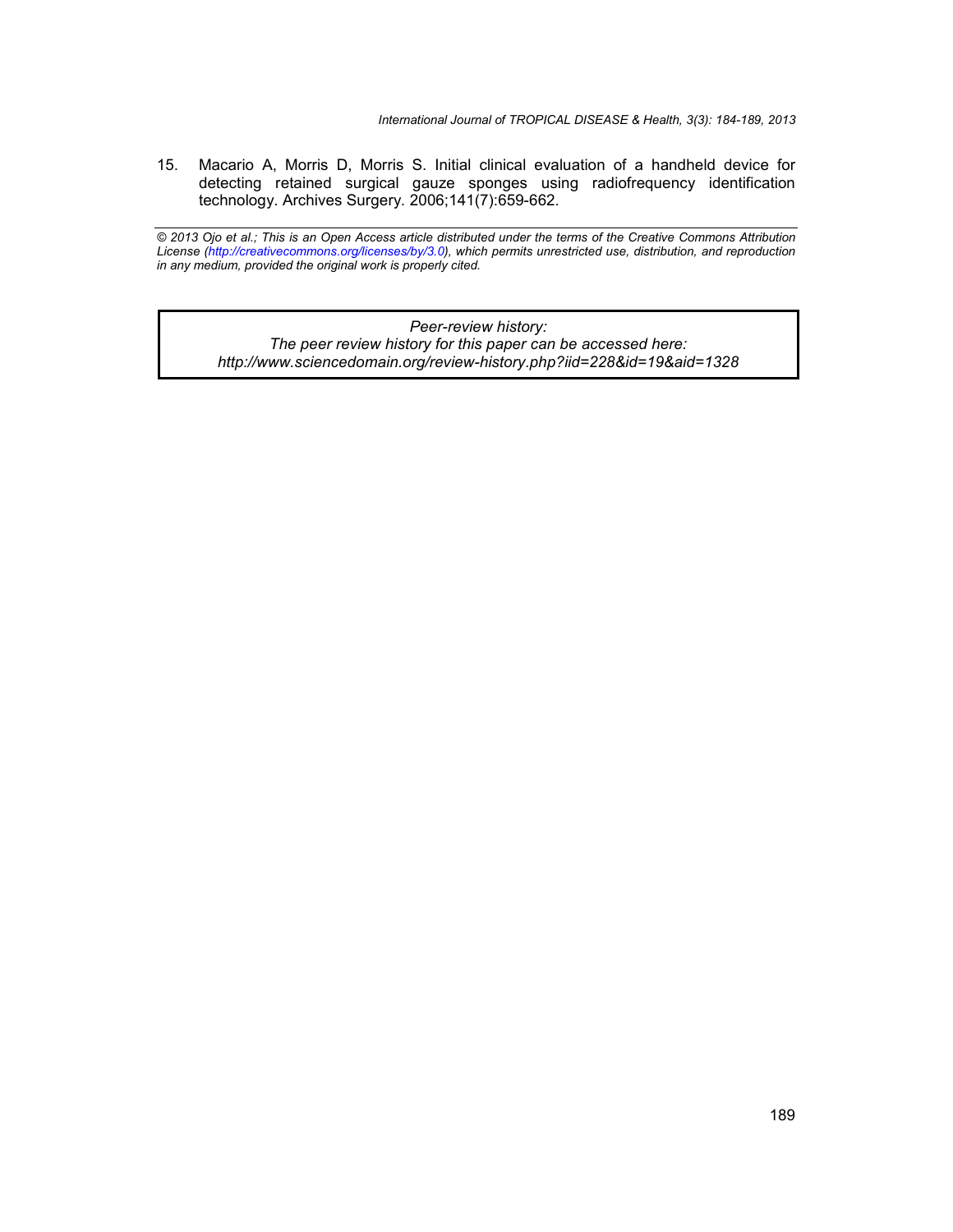15. Macario A, Morris D, Morris S. Initial clinical evaluation of a handheld device for detecting retained surgical gauze sponges using radiofrequency identification technology. Archives Surgery. 2006;141(7):659-662.

---

*© 2013 Ojo et al.; This is an Open Access article distributed under the terms of the Creative Commons Attribution License (http://creativecommons.org/licenses/by/3.0), which permits unrestricted use, distribution, and reproduction in any medium, provided the original work is properly cited.*

> *Peer-review history:*
> *The peer review history for this paper can be accessed here:*
> *http://www.sciencedomain.org/review-history.php?iid=228&id=19&aid=1328*